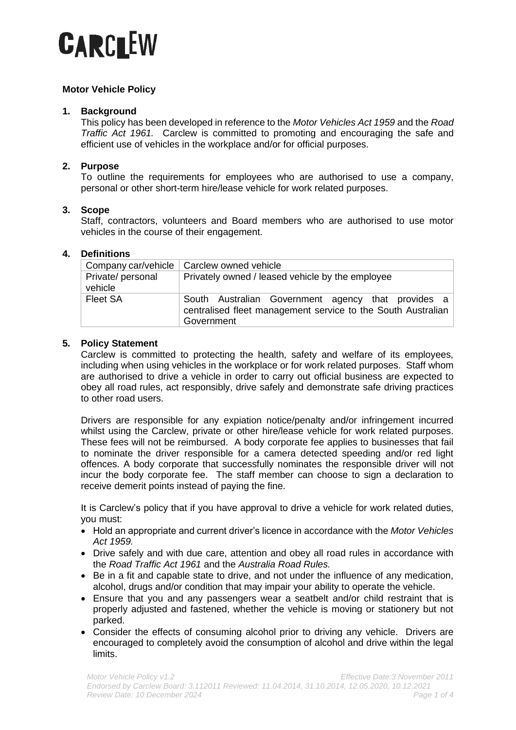CARCLEW

**Motor Vehicle Policy**

## 1. Background

This policy has been developed in reference to the *Motor Vehicles Act 1959* and the *Road Traffic Act 1961.* Carclew is committed to promoting and encouraging the safe and efficient use of vehicles in the workplace and/or for official purposes.

## 2. Purpose

To outline the requirements for employees who are authorised to use a company, personal or other short-term hire/lease vehicle for work related purposes.

## 3. Scope

Staff, contractors, volunteers and Board members who are authorised to use motor vehicles in the course of their engagement.

## 4. Definitions

| Company car/vehicle | Carclew owned vehicle |
|---|---|
| Private/ personal vehicle | Privately owned / leased vehicle by the employee |
| Fleet SA | South Australian Government agency that provides a centralised fleet management service to the South Australian Government |

## 5. Policy Statement

Carclew is committed to protecting the health, safety and welfare of its employees, including when using vehicles in the workplace or for work related purposes. Staff whom are authorised to drive a vehicle in order to carry out official business are expected to obey all road rules, act responsibly, drive safely and demonstrate safe driving practices to other road users.

Drivers are responsible for any expiation notice/penalty and/or infringement incurred whilst using the Carclew, private or other hire/lease vehicle for work related purposes. These fees will not be reimbursed. A body corporate fee applies to businesses that fail to nominate the driver responsible for a camera detected speeding and/or red light offences. A body corporate that successfully nominates the responsible driver will not incur the body corporate fee. The staff member can choose to sign a declaration to receive demerit points instead of paying the fine.

It is Carclew's policy that if you have approval to drive a vehicle for work related duties, you must:

- Hold an appropriate and current driver's licence in accordance with the *Motor Vehicles Act 1959.*
- Drive safely and with due care, attention and obey all road rules in accordance with the *Road Traffic Act 1961* and the *Australia Road Rules.*
- Be in a fit and capable state to drive, and not under the influence of any medication, alcohol, drugs and/or condition that may impair your ability to operate the vehicle.
- Ensure that you and any passengers wear a seatbelt and/or child restraint that is properly adjusted and fastened, whether the vehicle is moving or stationery but not parked.
- Consider the effects of consuming alcohol prior to driving any vehicle. Drivers are encouraged to completely avoid the consumption of alcohol and drive within the legal limits.

*Motor Vehicle Policy v1.2* *Effective Date:3 November 2011*
*Endorsed by Carclew Board: 3.112011 Reviewed: 11.04.2014, 31.10.2014, 12.05.2020, 10.12.2021*
*Review Date: 10 December 2024*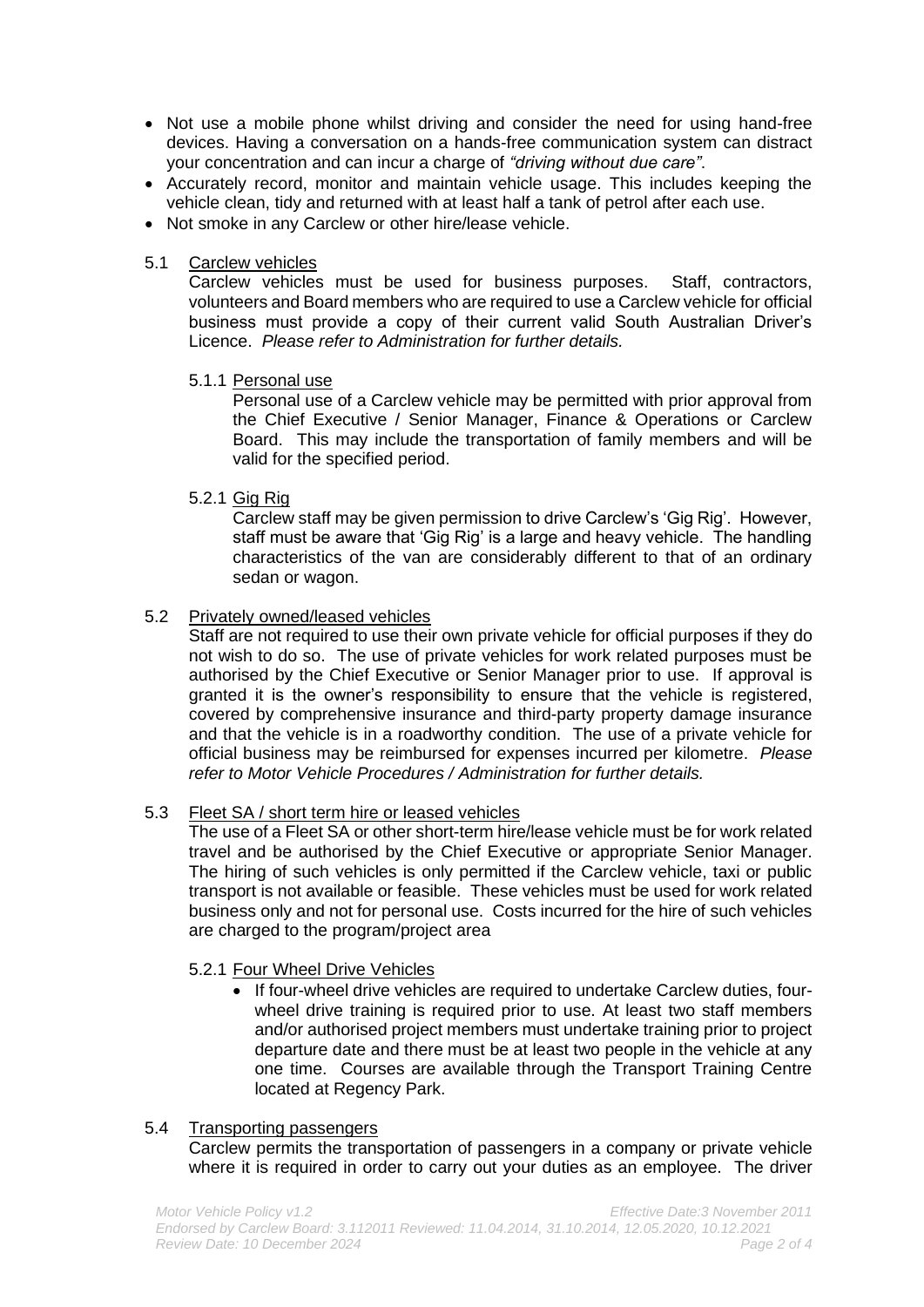- Not use a mobile phone whilst driving and consider the need for using hand-free devices. Having a conversation on a hands-free communication system can distract your concentration and can incur a charge of *"driving without due care"*.
- Accurately record, monitor and maintain vehicle usage. This includes keeping the vehicle clean, tidy and returned with at least half a tank of petrol after each use.
- Not smoke in any Carclew or other hire/lease vehicle.

5.1 <u>Carclew vehicles</u>

Carclew vehicles must be used for business purposes. Staff, contractors, volunteers and Board members who are required to use a Carclew vehicle for official business must provide a copy of their current valid South Australian Driver's Licence. *Please refer to Administration for further details.*

5.1.1 <u>Personal use</u>

Personal use of a Carclew vehicle may be permitted with prior approval from the Chief Executive / Senior Manager, Finance & Operations or Carclew Board. This may include the transportation of family members and will be valid for the specified period.

5.2.1 <u>Gig Rig</u>

Carclew staff may be given permission to drive Carclew's 'Gig Rig'. However, staff must be aware that 'Gig Rig' is a large and heavy vehicle. The handling characteristics of the van are considerably different to that of an ordinary sedan or wagon.

5.2 <u>Privately owned/leased vehicles</u>

Staff are not required to use their own private vehicle for official purposes if they do not wish to do so. The use of private vehicles for work related purposes must be authorised by the Chief Executive or Senior Manager prior to use. If approval is granted it is the owner's responsibility to ensure that the vehicle is registered, covered by comprehensive insurance and third-party property damage insurance and that the vehicle is in a roadworthy condition. The use of a private vehicle for official business may be reimbursed for expenses incurred per kilometre. *Please refer to Motor Vehicle Procedures / Administration for further details.*

5.3 <u>Fleet SA / short term hire or leased vehicles</u>

The use of a Fleet SA or other short-term hire/lease vehicle must be for work related travel and be authorised by the Chief Executive or appropriate Senior Manager. The hiring of such vehicles is only permitted if the Carclew vehicle, taxi or public transport is not available or feasible. These vehicles must be used for work related business only and not for personal use. Costs incurred for the hire of such vehicles are charged to the program/project area

5.2.1 <u>Four Wheel Drive Vehicles</u>

- If four-wheel drive vehicles are required to undertake Carclew duties, four-wheel drive training is required prior to use. At least two staff members and/or authorised project members must undertake training prior to project departure date and there must be at least two people in the vehicle at any one time. Courses are available through the Transport Training Centre located at Regency Park.

5.4 <u>Transporting passengers</u>

Carclew permits the transportation of passengers in a company or private vehicle where it is required in order to carry out your duties as an employee. The driver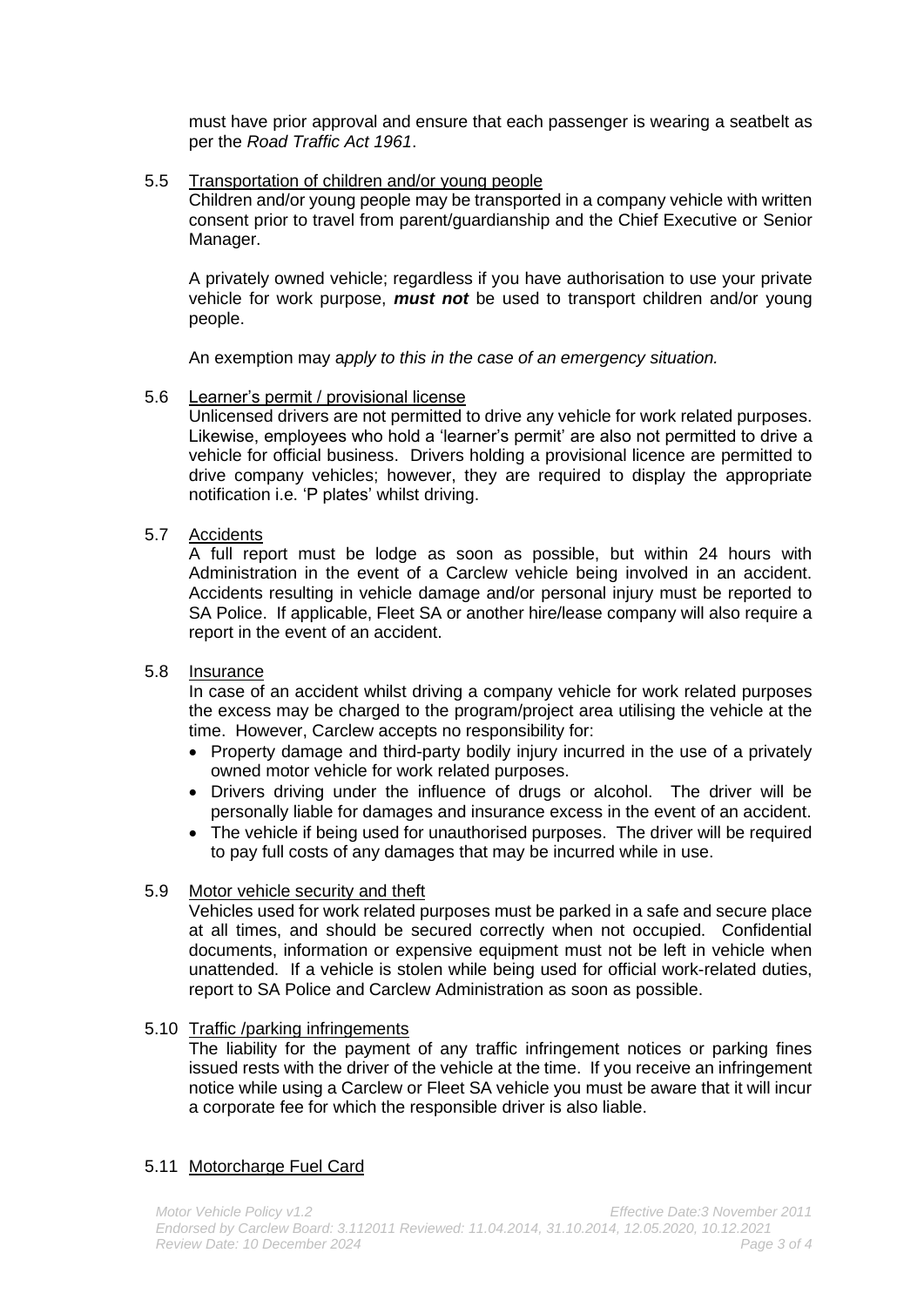must have prior approval and ensure that each passenger is wearing a seatbelt as per the *Road Traffic Act 1961*.

### 5.5 Transportation of children and/or young people

Children and/or young people may be transported in a company vehicle with written consent prior to travel from parent/guardianship and the Chief Executive or Senior Manager.

A privately owned vehicle; regardless if you have authorisation to use your private vehicle for work purpose, ***must not*** be used to transport children and/or young people.

An exemption may a*pply to this in the case of an emergency situation.*

### 5.6 Learner's permit / provisional license

Unlicensed drivers are not permitted to drive any vehicle for work related purposes. Likewise, employees who hold a 'learner's permit' are also not permitted to drive a vehicle for official business. Drivers holding a provisional licence are permitted to drive company vehicles; however, they are required to display the appropriate notification i.e. 'P plates' whilst driving.

### 5.7 Accidents

A full report must be lodge as soon as possible, but within 24 hours with Administration in the event of a Carclew vehicle being involved in an accident. Accidents resulting in vehicle damage and/or personal injury must be reported to SA Police. If applicable, Fleet SA or another hire/lease company will also require a report in the event of an accident.

### 5.8 Insurance

In case of an accident whilst driving a company vehicle for work related purposes the excess may be charged to the program/project area utilising the vehicle at the time. However, Carclew accepts no responsibility for:

- Property damage and third-party bodily injury incurred in the use of a privately owned motor vehicle for work related purposes.
- Drivers driving under the influence of drugs or alcohol. The driver will be personally liable for damages and insurance excess in the event of an accident.
- The vehicle if being used for unauthorised purposes. The driver will be required to pay full costs of any damages that may be incurred while in use.

### 5.9 Motor vehicle security and theft

Vehicles used for work related purposes must be parked in a safe and secure place at all times, and should be secured correctly when not occupied. Confidential documents, information or expensive equipment must not be left in vehicle when unattended. If a vehicle is stolen while being used for official work-related duties, report to SA Police and Carclew Administration as soon as possible.

### 5.10 Traffic /parking infringements

The liability for the payment of any traffic infringement notices or parking fines issued rests with the driver of the vehicle at the time. If you receive an infringement notice while using a Carclew or Fleet SA vehicle you must be aware that it will incur a corporate fee for which the responsible driver is also liable.

### 5.11 Motorcharge Fuel Card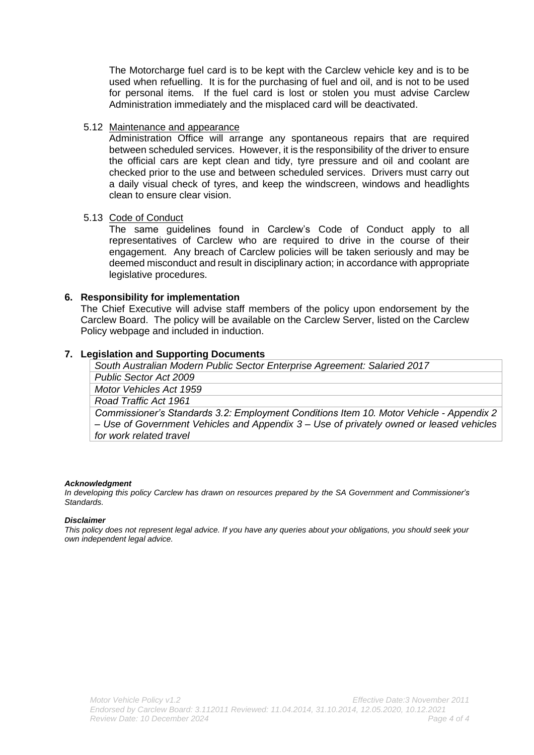The Motorcharge fuel card is to be kept with the Carclew vehicle key and is to be used when refuelling. It is for the purchasing of fuel and oil, and is not to be used for personal items. If the fuel card is lost or stolen you must advise Carclew Administration immediately and the misplaced card will be deactivated.

5.12 Maintenance and appearance

Administration Office will arrange any spontaneous repairs that are required between scheduled services. However, it is the responsibility of the driver to ensure the official cars are kept clean and tidy, tyre pressure and oil and coolant are checked prior to the use and between scheduled services. Drivers must carry out a daily visual check of tyres, and keep the windscreen, windows and headlights clean to ensure clear vision.

5.13 Code of Conduct

The same guidelines found in Carclew's Code of Conduct apply to all representatives of Carclew who are required to drive in the course of their engagement. Any breach of Carclew policies will be taken seriously and may be deemed misconduct and result in disciplinary action; in accordance with appropriate legislative procedures.

## 6. Responsibility for implementation

The Chief Executive will advise staff members of the policy upon endorsement by the Carclew Board. The policy will be available on the Carclew Server, listed on the Carclew Policy webpage and included in induction.

## 7. Legislation and Supporting Documents

| |
|---|
| *South Australian Modern Public Sector Enterprise Agreement: Salaried 2017* |
| *Public Sector Act 2009* |
| *Motor Vehicles Act 1959* |
| *Road Traffic Act 1961* |
| *Commissioner's Standards 3.2: Employment Conditions Item 10. Motor Vehicle - Appendix 2 – Use of Government Vehicles and Appendix 3 – Use of privately owned or leased vehicles for work related travel* |

***Acknowledgment***

*In developing this policy Carclew has drawn on resources prepared by the SA Government and Commissioner's Standards.*

***Disclaimer***

*This policy does not represent legal advice. If you have any queries about your obligations, you should seek your own independent legal advice.*